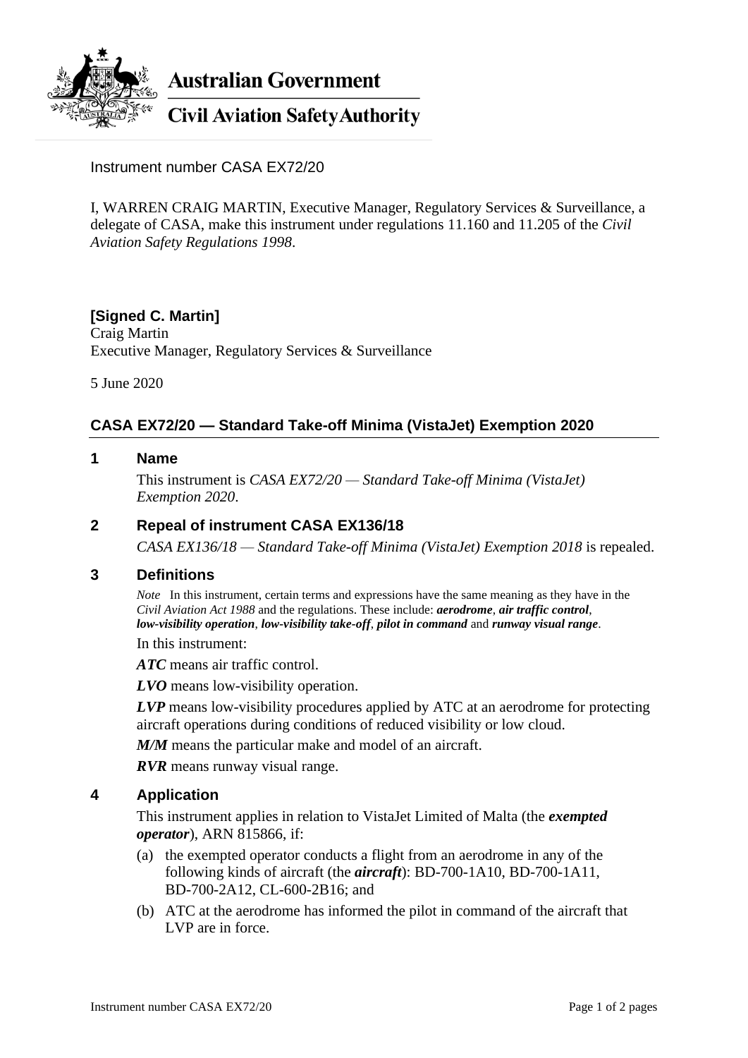**Australian Government**

**Civil Aviation Safety Authority**

Instrument number CASA EX72/20

I, WARREN CRAIG MARTIN, Executive Manager, Regulatory Services & Surveillance, a delegate of CASA, make this instrument under regulations 11.160 and 11.205 of the *Civil Aviation Safety Regulations 1998*.

**[Signed C. Martin]**
Craig Martin
Executive Manager, Regulatory Services & Surveillance

5 June 2020

## CASA EX72/20 — Standard Take-off Minima (VistaJet) Exemption 2020

### 1 Name

This instrument is *CASA EX72/20 — Standard Take-off Minima (VistaJet) Exemption 2020*.

### 2 Repeal of instrument CASA EX136/18

*CASA EX136/18 — Standard Take-off Minima (VistaJet) Exemption 2018* is repealed.

### 3 Definitions

*Note* In this instrument, certain terms and expressions have the same meaning as they have in the *Civil Aviation Act 1988* and the regulations. These include: ***aerodrome***, ***air traffic control***, ***low-visibility operation***, ***low-visibility take-off***, ***pilot in command*** and ***runway visual range***.

In this instrument:

***ATC*** means air traffic control.

***LVO*** means low-visibility operation.

***LVP*** means low-visibility procedures applied by ATC at an aerodrome for protecting aircraft operations during conditions of reduced visibility or low cloud.

***M/M*** means the particular make and model of an aircraft.

***RVR*** means runway visual range.

### 4 Application

This instrument applies in relation to VistaJet Limited of Malta (the ***exempted operator***), ARN 815866, if:

(a) the exempted operator conducts a flight from an aerodrome in any of the following kinds of aircraft (the ***aircraft***): BD-700-1A10, BD-700-1A11, BD-700-2A12, CL-600-2B16; and

(b) ATC at the aerodrome has informed the pilot in command of the aircraft that LVP are in force.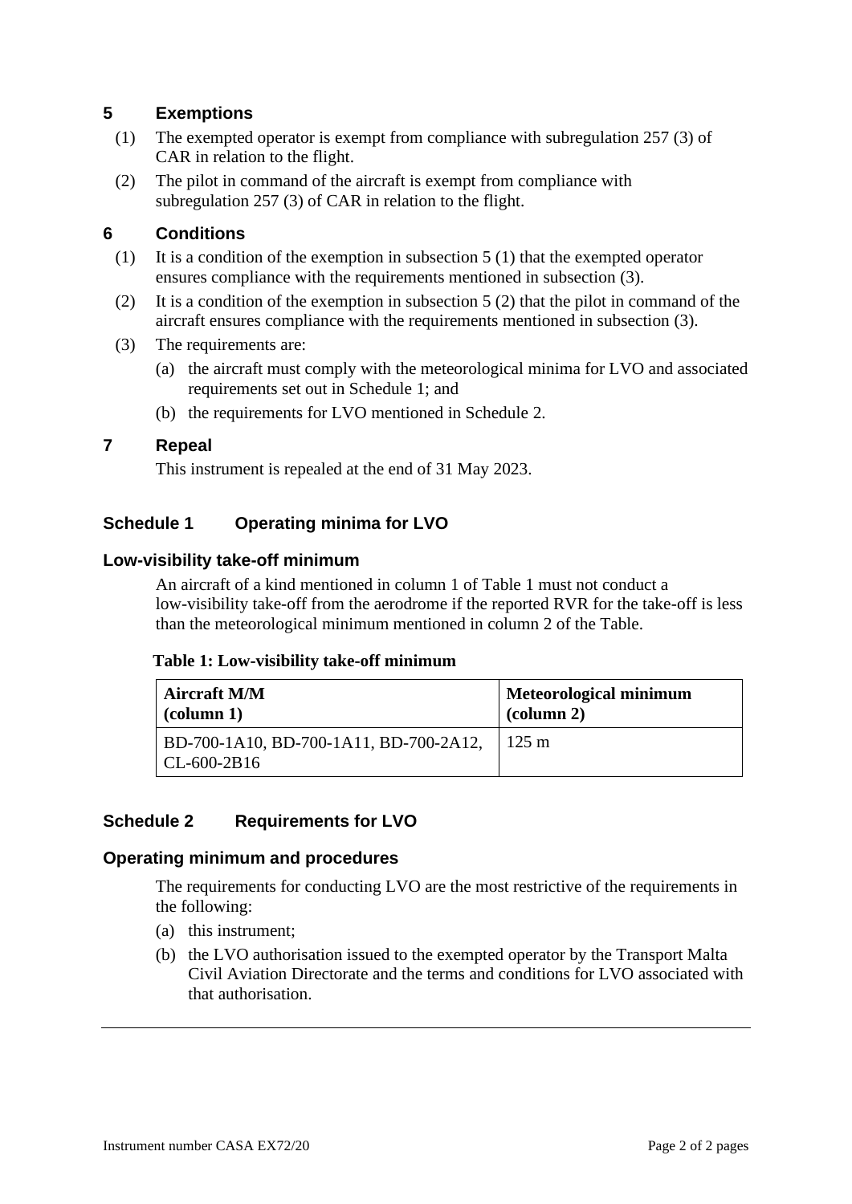## 5 Exemptions

(1) The exempted operator is exempt from compliance with subregulation 257 (3) of CAR in relation to the flight.

(2) The pilot in command of the aircraft is exempt from compliance with subregulation 257 (3) of CAR in relation to the flight.

## 6 Conditions

(1) It is a condition of the exemption in subsection 5 (1) that the exempted operator ensures compliance with the requirements mentioned in subsection (3).

(2) It is a condition of the exemption in subsection 5 (2) that the pilot in command of the aircraft ensures compliance with the requirements mentioned in subsection (3).

(3) The requirements are:

(a) the aircraft must comply with the meteorological minima for LVO and associated requirements set out in Schedule 1; and

(b) the requirements for LVO mentioned in Schedule 2.

## 7 Repeal

This instrument is repealed at the end of 31 May 2023.

## Schedule 1 Operating minima for LVO

### Low-visibility take-off minimum

An aircraft of a kind mentioned in column 1 of Table 1 must not conduct a low-visibility take-off from the aerodrome if the reported RVR for the take-off is less than the meteorological minimum mentioned in column 2 of the Table.

**Table 1: Low-visibility take-off minimum**

| Aircraft M/M (column 1) | Meteorological minimum (column 2) |
|---|---|
| BD-700-1A10, BD-700-1A11, BD-700-2A12, CL-600-2B16 | 125 m |

## Schedule 2 Requirements for LVO

### Operating minimum and procedures

The requirements for conducting LVO are the most restrictive of the requirements in the following:

(a) this instrument;

(b) the LVO authorisation issued to the exempted operator by the Transport Malta Civil Aviation Directorate and the terms and conditions for LVO associated with that authorisation.